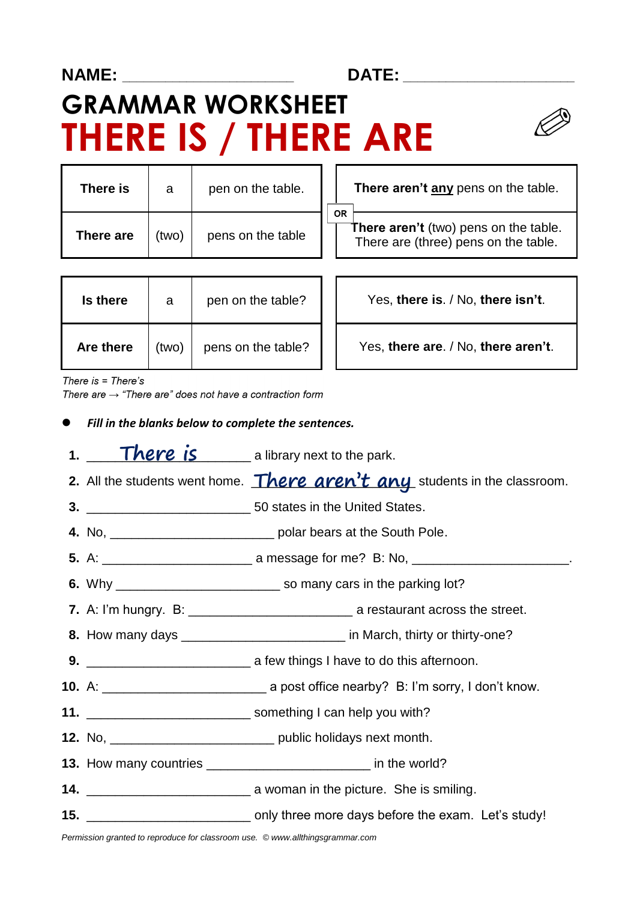NAME: ____________________ DATE: ____________________

# GRAMMAR WORKSHEET

# THERE IS / THERE ARE

| | | |
|---|---|---|
| **There is** | a | pen on the table. |
| **There are** | (two) | pens on the table |

| |
|---|
| **There aren't <u>any</u>** pens on the table. |
| OR |
| **There aren't** (two) pens on the table. There are (three) pens on the table. |

| | | |
|---|---|---|
| **Is there** | a | pen on the table? |
| **Are there** | (two) | pens on the table? |

| |
|---|
| Yes, **there is**. / No, **there isn't**. |
| Yes, **there are**. / No, **there aren't**. |

*There is = There's*
*There are → "There are" does not have a contraction form*

- ***Fill in the blanks below to complete the sentences.***

1. ___There is___ a library next to the park.
2. All the students went home. ___There aren't any___ students in the classroom.
3. ______________________ 50 states in the United States.
4. No, ______________________ polar bears at the South Pole.
5. A: ____________________ a message for me? B: No, ____________________.
6. Why ______________________ so many cars in the parking lot?
7. A: I'm hungry. B: ______________________ a restaurant across the street.
8. How many days ______________________ in March, thirty or thirty-one?
9. ______________________ a few things I have to do this afternoon.
10. A: ______________________ a post office nearby? B: I'm sorry, I don't know.
11. ______________________ something I can help you with?
12. No, ______________________ public holidays next month.
13. How many countries ______________________ in the world?
14. ______________________ a woman in the picture. She is smiling.
15. ______________________ only three more days before the exam. Let's study!

*Permission granted to reproduce for classroom use. © www.allthingsgrammar.com*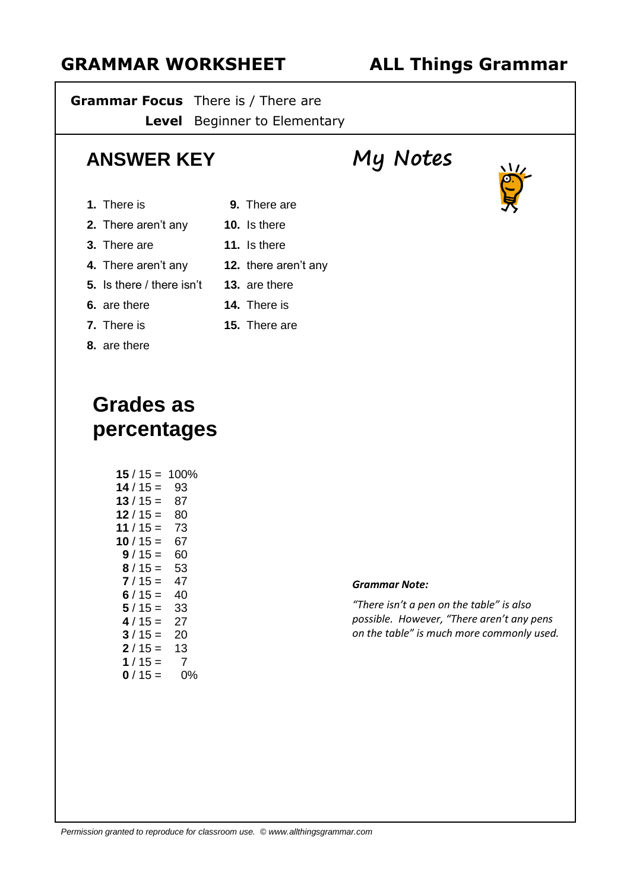# GRAMMAR WORKSHEET — ALL Things Grammar

**Grammar Focus** There is / There are
**Level** Beginner to Elementary

## ANSWER KEY

1. There is
2. There aren't any
3. There are
4. There aren't any
5. Is there / there isn't
6. are there
7. There is
8. are there
9. There are
10. Is there
11. Is there
12. there aren't any
13. are there
14. There is
15. There are

## My Notes

## Grades as percentages

| | |
|---|---|
| **15** / 15 = | 100% |
| **14** / 15 = | 93 |
| **13** / 15 = | 87 |
| **12** / 15 = | 80 |
| **11** / 15 = | 73 |
| **10** / 15 = | 67 |
| **9** / 15 = | 60 |
| **8** / 15 = | 53 |
| **7** / 15 = | 47 |
| **6** / 15 = | 40 |
| **5** / 15 = | 33 |
| **4** / 15 = | 27 |
| **3** / 15 = | 20 |
| **2** / 15 = | 13 |
| **1** / 15 = | 7 |
| **0** / 15 = | 0% |

***Grammar Note:***

*"There isn't a pen on the table" is also possible. However, "There aren't any pens on the table" is much more commonly used.*

*Permission granted to reproduce for classroom use. © www.allthingsgrammar.com*